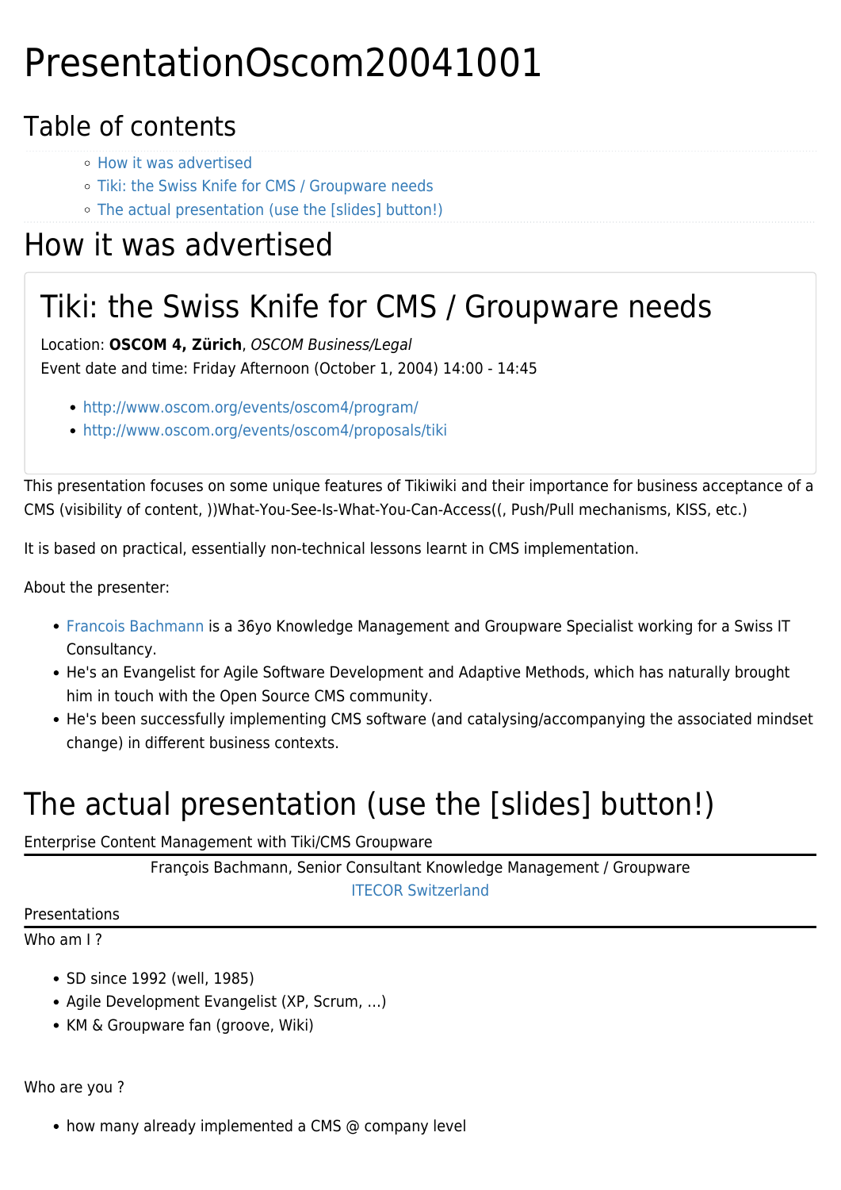# PresentationOscom20041001

## Table of contents

- How it was advertised
- Tiki: the Swiss Knife for CMS / Groupware needs
- The actual presentation (use the [slides] button!)

# How it was advertised

## Tiki: the Swiss Knife for CMS / Groupware needs

Location: **OSCOM 4, Zürich**, *OSCOM Business/Legal*
Event date and time: Friday Afternoon (October 1, 2004) 14:00 - 14:45

- http://www.oscom.org/events/oscom4/program/
- http://www.oscom.org/events/oscom4/proposals/tiki

This presentation focuses on some unique features of Tikiwiki and their importance for business acceptance of a CMS (visibility of content, ))What-You-See-Is-What-You-Can-Access((, Push/Pull mechanisms, KISS, etc.)

It is based on practical, essentially non-technical lessons learnt in CMS implementation.

About the presenter:

- Francois Bachmann is a 36yo Knowledge Management and Groupware Specialist working for a Swiss IT Consultancy.
- He's an Evangelist for Agile Software Development and Adaptive Methods, which has naturally brought him in touch with the Open Source CMS community.
- He's been successfully implementing CMS software (and catalysing/accompanying the associated mindset change) in different business contexts.

# The actual presentation (use the [slides] button!)

Enterprise Content Management with Tiki/CMS Groupware

---

François Bachmann, Senior Consultant Knowledge Management / Groupware
ITECOR Switzerland

Presentations

---

Who am I ?

- SD since 1992 (well, 1985)
- Agile Development Evangelist (XP, Scrum, ...)
- KM & Groupware fan (groove, Wiki)

Who are you ?

- how many already implemented a CMS @ company level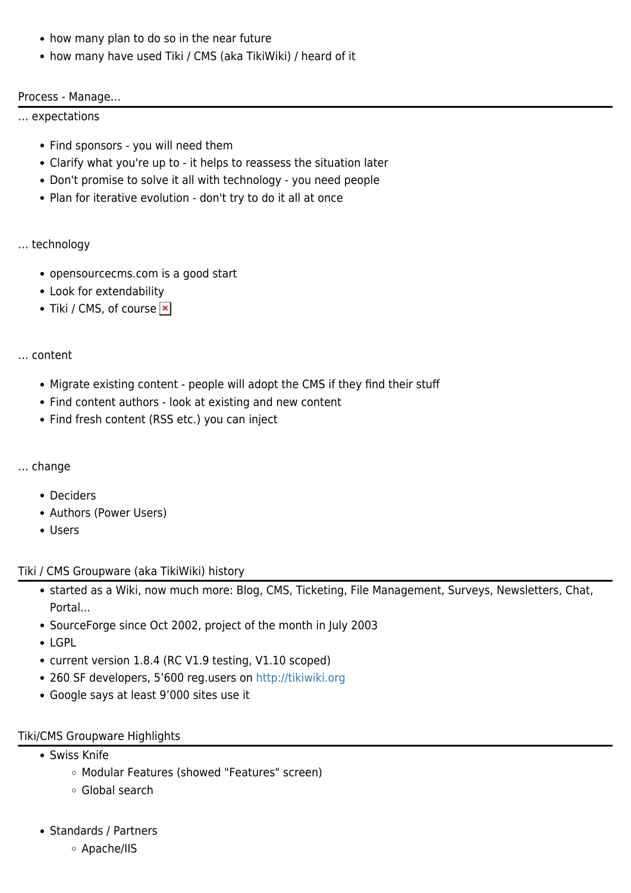- how many plan to do so in the near future
- how many have used Tiki / CMS (aka TikiWiki) / heard of it

## Process - Manage...

... expectations

- Find sponsors - you will need them
- Clarify what you're up to - it helps to reassess the situation later
- Don't promise to solve it all with technology - you need people
- Plan for iterative evolution - don't try to do it all at once

... technology

- opensourcecms.com is a good start
- Look for extendability
- Tiki / CMS, of course

... content

- Migrate existing content - people will adopt the CMS if they find their stuff
- Find content authors - look at existing and new content
- Find fresh content (RSS etc.) you can inject

... change

- Deciders
- Authors (Power Users)
- Users

## Tiki / CMS Groupware (aka TikiWiki) history

- started as a Wiki, now much more: Blog, CMS, Ticketing, File Management, Surveys, Newsletters, Chat, Portal...
- SourceForge since Oct 2002, project of the month in July 2003
- LGPL
- current version 1.8.4 (RC V1.9 testing, V1.10 scoped)
- 260 SF developers, 5'600 reg.users on http://tikiwiki.org
- Google says at least 9'000 sites use it

## Tiki/CMS Groupware Highlights

- Swiss Knife
  - Modular Features (showed "Features" screen)
  - Global search

- Standards / Partners
  - Apache/IIS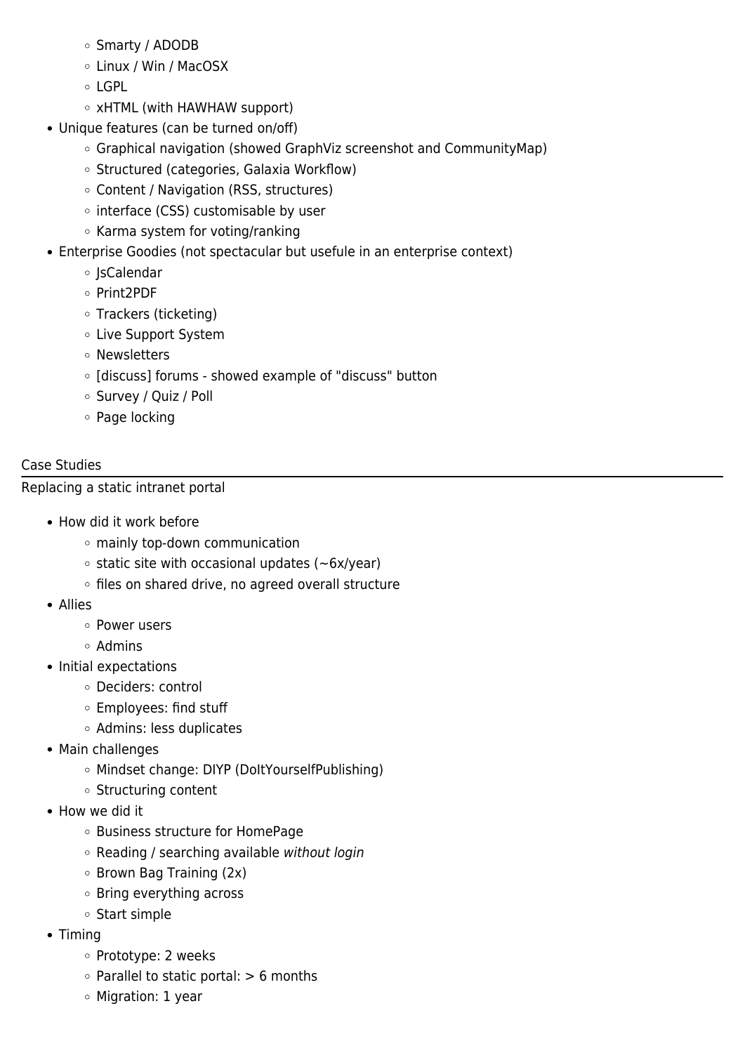- Smarty / ADODB
  - Linux / Win / MacOSX
  - LGPL
  - xHTML (with HAWHAW support)
- Unique features (can be turned on/off)
  - Graphical navigation (showed GraphViz screenshot and CommunityMap)
  - Structured (categories, Galaxia Workflow)
  - Content / Navigation (RSS, structures)
  - interface (CSS) customisable by user
  - Karma system for voting/ranking
- Enterprise Goodies (not spectacular but usefule in an enterprise context)
  - JsCalendar
  - Print2PDF
  - Trackers (ticketing)
  - Live Support System
  - Newsletters
  - [discuss] forums - showed example of "discuss" button
  - Survey / Quiz / Poll
  - Page locking

## Case Studies

### Replacing a static intranet portal

- How did it work before
  - mainly top-down communication
  - static site with occasional updates (~6x/year)
  - files on shared drive, no agreed overall structure
- Allies
  - Power users
  - Admins
- Initial expectations
  - Deciders: control
  - Employees: find stuff
  - Admins: less duplicates
- Main challenges
  - Mindset change: DIYP (DoItYourselfPublishing)
  - Structuring content
- How we did it
  - Business structure for HomePage
  - Reading / searching available *without login*
  - Brown Bag Training (2x)
  - Bring everything across
  - Start simple
- Timing
  - Prototype: 2 weeks
  - Parallel to static portal: > 6 months
  - Migration: 1 year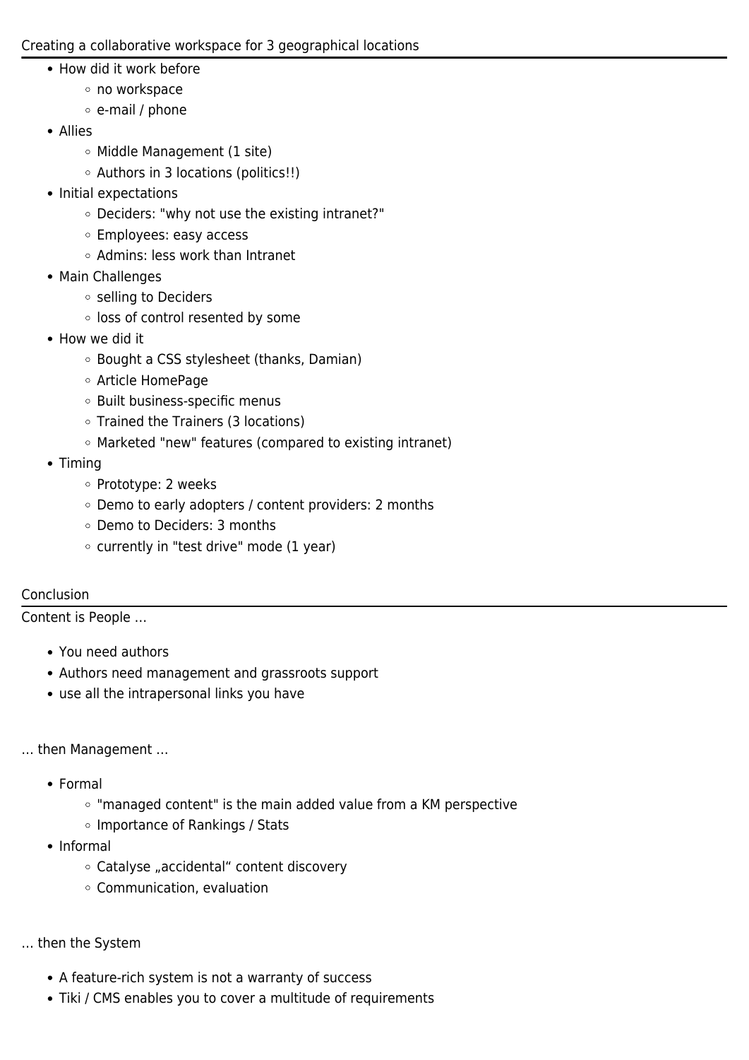## Creating a collaborative workspace for 3 geographical locations

- How did it work before
  - no workspace
  - e-mail / phone
- Allies
  - Middle Management (1 site)
  - Authors in 3 locations (politics!!)
- Initial expectations
  - Deciders: "why not use the existing intranet?"
  - Employees: easy access
  - Admins: less work than Intranet
- Main Challenges
  - selling to Deciders
  - loss of control resented by some
- How we did it
  - Bought a CSS stylesheet (thanks, Damian)
  - Article HomePage
  - Built business-specific menus
  - Trained the Trainers (3 locations)
  - Marketed "new" features (compared to existing intranet)
- Timing
  - Prototype: 2 weeks
  - Demo to early adopters / content providers: 2 months
  - Demo to Deciders: 3 months
  - currently in "test drive" mode (1 year)

## Conclusion

Content is People ...

- You need authors
- Authors need management and grassroots support
- use all the intrapersonal links you have

... then Management ...

- Formal
  - "managed content" is the main added value from a KM perspective
  - Importance of Rankings / Stats
- Informal
  - Catalyse „accidental“ content discovery
  - Communication, evaluation

... then the System

- A feature-rich system is not a warranty of success
- Tiki / CMS enables you to cover a multitude of requirements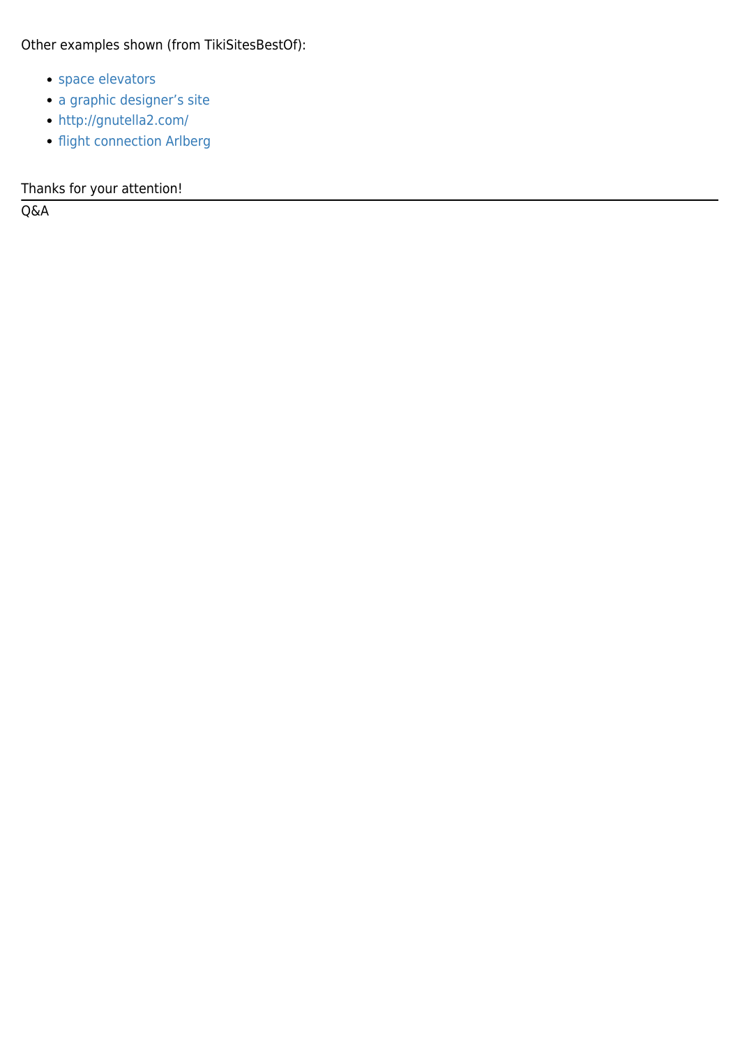Other examples shown (from TikiSitesBestOf):

- space elevators
- a graphic designer’s site
- http://gnutella2.com/
- flight connection Arlberg

Thanks for your attention!

---

Q&A